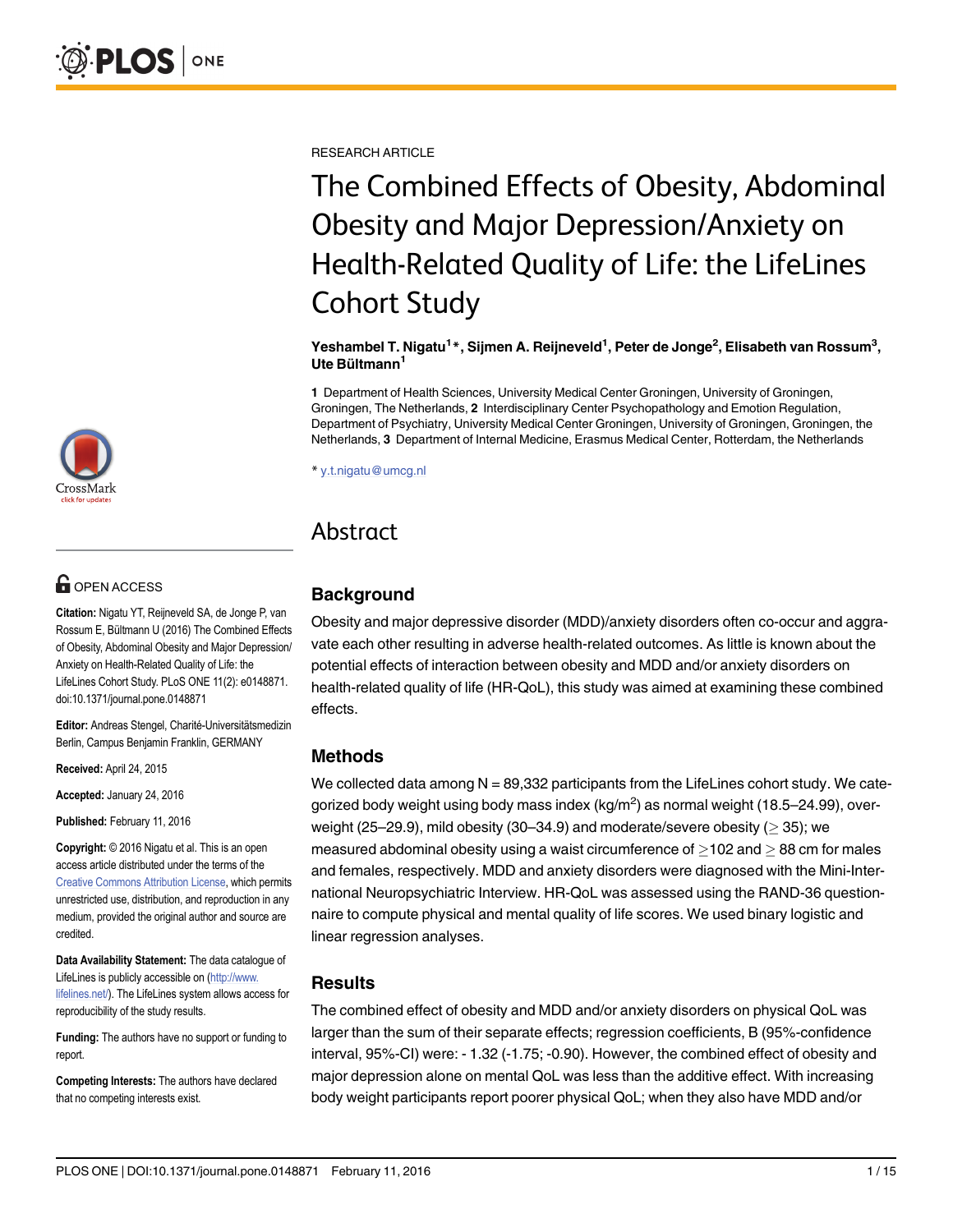RESEARCH ARTICLE

# The Combined Effects of Obesity, Abdominal Obesity and Major Depression/Anxiety on Health-Related Quality of Life: the LifeLines Cohort Study

**Yeshambel T. Nigatu[1]\*, Sijmen A. Reijneveld[1], Peter de Jonge[2], Elisabeth van Rossum[3], Ute Bültmann[1]**

**1** Department of Health Sciences, University Medical Center Groningen, University of Groningen, Groningen, The Netherlands, **2** Interdisciplinary Center Psychopathology and Emotion Regulation, Department of Psychiatry, University Medical Center Groningen, University of Groningen, Groningen, the Netherlands, **3** Department of Internal Medicine, Erasmus Medical Center, Rotterdam, the Netherlands

\* y.t.nigatu@umcg.nl

OPEN ACCESS

**Citation:** Nigatu YT, Reijneveld SA, de Jonge P, van Rossum E, Bültmann U (2016) The Combined Effects of Obesity, Abdominal Obesity and Major Depression/Anxiety on Health-Related Quality of Life: the LifeLines Cohort Study. PLoS ONE 11(2): e0148871. doi:10.1371/journal.pone.0148871

**Editor:** Andreas Stengel, Charité-Universitätsmedizin Berlin, Campus Benjamin Franklin, GERMANY

**Received:** April 24, 2015

**Accepted:** January 24, 2016

**Published:** February 11, 2016

**Copyright:** © 2016 Nigatu et al. This is an open access article distributed under the terms of the Creative Commons Attribution License, which permits unrestricted use, distribution, and reproduction in any medium, provided the original author and source are credited.

**Data Availability Statement:** The data catalogue of LifeLines is publicly accessible on (http://www.lifelines.net/). The LifeLines system allows access for reproducibility of the study results.

**Funding:** The authors have no support or funding to report.

**Competing Interests:** The authors have declared that no competing interests exist.

## Abstract

### Background

Obesity and major depressive disorder (MDD)/anxiety disorders often co-occur and aggravate each other resulting in adverse health-related outcomes. As little is known about the potential effects of interaction between obesity and MDD and/or anxiety disorders on health-related quality of life (HR-QoL), this study was aimed at examining these combined effects.

### Methods

We collected data among N = 89,332 participants from the LifeLines cohort study. We categorized body weight using body mass index (kg/m$^2$) as normal weight (18.5–24.99), overweight (25–29.9), mild obesity (30–34.9) and moderate/severe obesity ($\geq$ 35); we measured abdominal obesity using a waist circumference of $\geq$102 and $\geq$ 88 cm for males and females, respectively. MDD and anxiety disorders were diagnosed with the Mini-International Neuropsychiatric Interview. HR-QoL was assessed using the RAND-36 questionnaire to compute physical and mental quality of life scores. We used binary logistic and linear regression analyses.

### Results

The combined effect of obesity and MDD and/or anxiety disorders on physical QoL was larger than the sum of their separate effects; regression coefficients, B (95%-confidence interval, 95%-CI) were: - 1.32 (-1.75; -0.90). However, the combined effect of obesity and major depression alone on mental QoL was less than the additive effect. With increasing body weight participants report poorer physical QoL; when they also have MDD and/or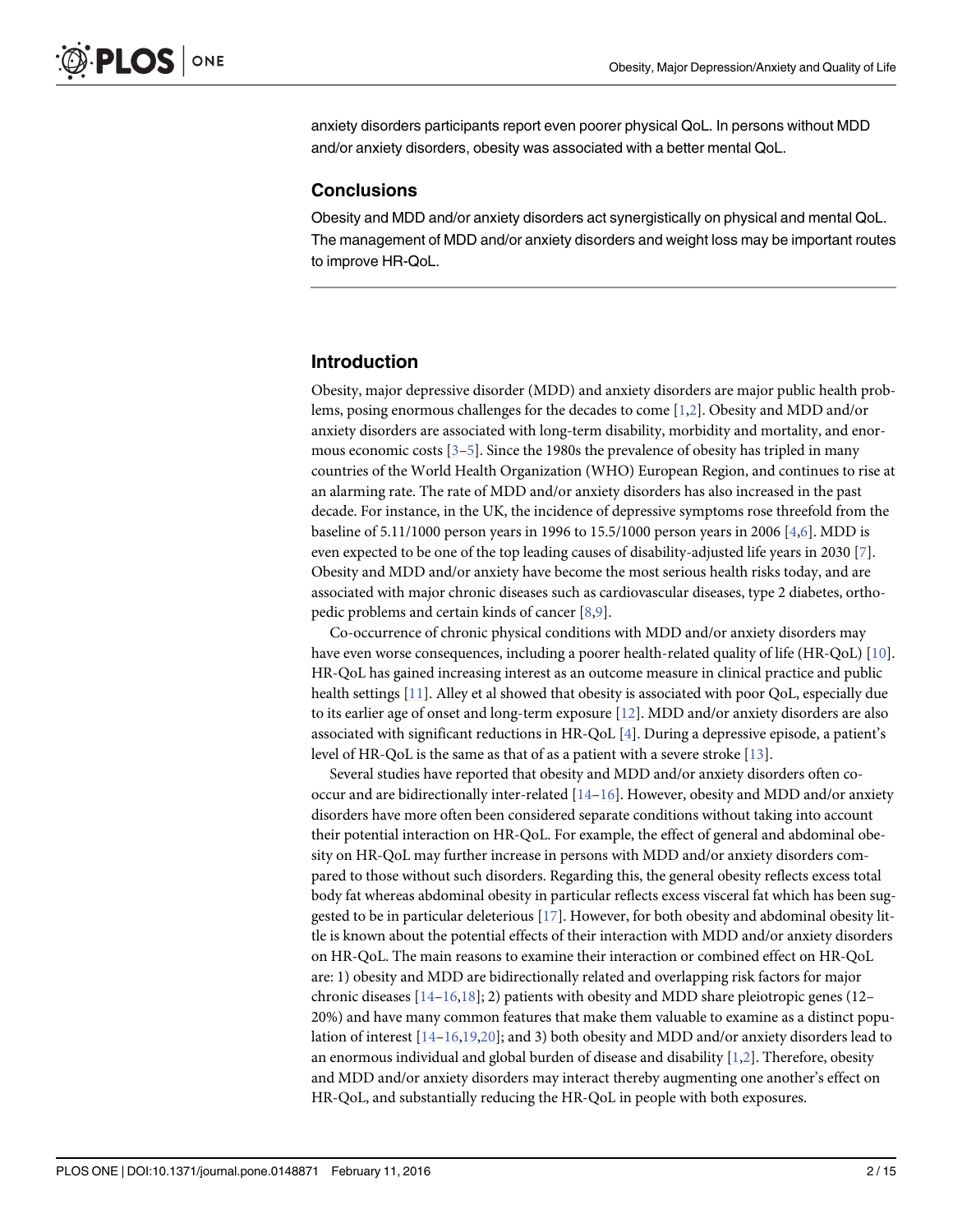anxiety disorders participants report even poorer physical QoL. In persons without MDD and/or anxiety disorders, obesity was associated with a better mental QoL.

### Conclusions

Obesity and MDD and/or anxiety disorders act synergistically on physical and mental QoL. The management of MDD and/or anxiety disorders and weight loss may be important routes to improve HR-QoL.

## Introduction

Obesity, major depressive disorder (MDD) and anxiety disorders are major public health problems, posing enormous challenges for the decades to come [1,2]. Obesity and MDD and/or anxiety disorders are associated with long-term disability, morbidity and mortality, and enormous economic costs [3–5]. Since the 1980s the prevalence of obesity has tripled in many countries of the World Health Organization (WHO) European Region, and continues to rise at an alarming rate. The rate of MDD and/or anxiety disorders has also increased in the past decade. For instance, in the UK, the incidence of depressive symptoms rose threefold from the baseline of 5.11/1000 person years in 1996 to 15.5/1000 person years in 2006 [4,6]. MDD is even expected to be one of the top leading causes of disability-adjusted life years in 2030 [7]. Obesity and MDD and/or anxiety have become the most serious health risks today, and are associated with major chronic diseases such as cardiovascular diseases, type 2 diabetes, orthopedic problems and certain kinds of cancer [8,9].

Co-occurrence of chronic physical conditions with MDD and/or anxiety disorders may have even worse consequences, including a poorer health-related quality of life (HR-QoL) [10]. HR-QoL has gained increasing interest as an outcome measure in clinical practice and public health settings [11]. Alley et al showed that obesity is associated with poor QoL, especially due to its earlier age of onset and long-term exposure [12]. MDD and/or anxiety disorders are also associated with significant reductions in HR-QoL [4]. During a depressive episode, a patient's level of HR-QoL is the same as that of as a patient with a severe stroke [13].

Several studies have reported that obesity and MDD and/or anxiety disorders often co-occur and are bidirectionally inter-related [14–16]. However, obesity and MDD and/or anxiety disorders have more often been considered separate conditions without taking into account their potential interaction on HR-QoL. For example, the effect of general and abdominal obesity on HR-QoL may further increase in persons with MDD and/or anxiety disorders compared to those without such disorders. Regarding this, the general obesity reflects excess total body fat whereas abdominal obesity in particular reflects excess visceral fat which has been suggested to be in particular deleterious [17]. However, for both obesity and abdominal obesity little is known about the potential effects of their interaction with MDD and/or anxiety disorders on HR-QoL. The main reasons to examine their interaction or combined effect on HR-QoL are: 1) obesity and MDD are bidirectionally related and overlapping risk factors for major chronic diseases [14–16,18]; 2) patients with obesity and MDD share pleiotropic genes (12–20%) and have many common features that make them valuable to examine as a distinct population of interest [14–16,19,20]; and 3) both obesity and MDD and/or anxiety disorders lead to an enormous individual and global burden of disease and disability [1,2]. Therefore, obesity and MDD and/or anxiety disorders may interact thereby augmenting one another's effect on HR-QoL, and substantially reducing the HR-QoL in people with both exposures.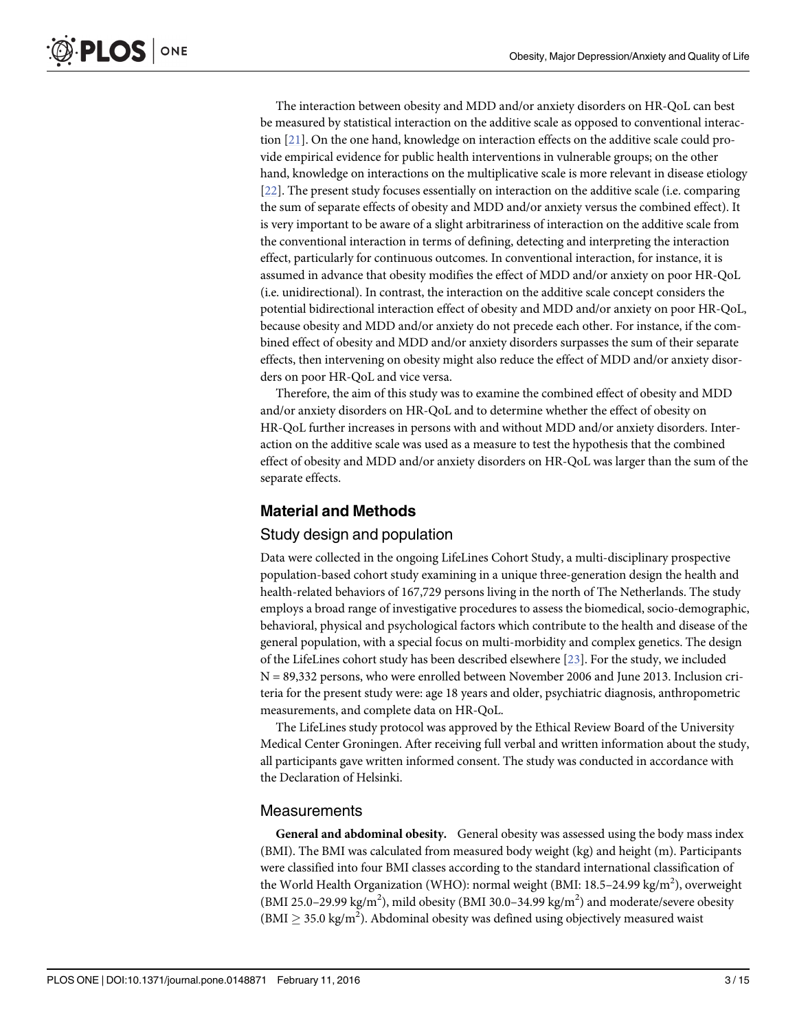The interaction between obesity and MDD and/or anxiety disorders on HR-QoL can best be measured by statistical interaction on the additive scale as opposed to conventional interaction [21]. On the one hand, knowledge on interaction effects on the additive scale could provide empirical evidence for public health interventions in vulnerable groups; on the other hand, knowledge on interactions on the multiplicative scale is more relevant in disease etiology [22]. The present study focuses essentially on interaction on the additive scale (i.e. comparing the sum of separate effects of obesity and MDD and/or anxiety versus the combined effect). It is very important to be aware of a slight arbitrariness of interaction on the additive scale from the conventional interaction in terms of defining, detecting and interpreting the interaction effect, particularly for continuous outcomes. In conventional interaction, for instance, it is assumed in advance that obesity modifies the effect of MDD and/or anxiety on poor HR-QoL (i.e. unidirectional). In contrast, the interaction on the additive scale concept considers the potential bidirectional interaction effect of obesity and MDD and/or anxiety on poor HR-QoL, because obesity and MDD and/or anxiety do not precede each other. For instance, if the combined effect of obesity and MDD and/or anxiety disorders surpasses the sum of their separate effects, then intervening on obesity might also reduce the effect of MDD and/or anxiety disorders on poor HR-QoL and vice versa.

Therefore, the aim of this study was to examine the combined effect of obesity and MDD and/or anxiety disorders on HR-QoL and to determine whether the effect of obesity on HR-QoL further increases in persons with and without MDD and/or anxiety disorders. Interaction on the additive scale was used as a measure to test the hypothesis that the combined effect of obesity and MDD and/or anxiety disorders on HR-QoL was larger than the sum of the separate effects.

## Material and Methods

### Study design and population

Data were collected in the ongoing LifeLines Cohort Study, a multi-disciplinary prospective population-based cohort study examining in a unique three-generation design the health and health-related behaviors of 167,729 persons living in the north of The Netherlands. The study employs a broad range of investigative procedures to assess the biomedical, socio-demographic, behavioral, physical and psychological factors which contribute to the health and disease of the general population, with a special focus on multi-morbidity and complex genetics. The design of the LifeLines cohort study has been described elsewhere [23]. For the study, we included N = 89,332 persons, who were enrolled between November 2006 and June 2013. Inclusion criteria for the present study were: age 18 years and older, psychiatric diagnosis, anthropometric measurements, and complete data on HR-QoL.

The LifeLines study protocol was approved by the Ethical Review Board of the University Medical Center Groningen. After receiving full verbal and written information about the study, all participants gave written informed consent. The study was conducted in accordance with the Declaration of Helsinki.

### Measurements

**General and abdominal obesity.** General obesity was assessed using the body mass index (BMI). The BMI was calculated from measured body weight (kg) and height (m). Participants were classified into four BMI classes according to the standard international classification of the World Health Organization (WHO): normal weight (BMI: 18.5–24.99 $kg/m^2$), overweight (BMI 25.0–29.99 $kg/m^2$), mild obesity (BMI 30.0–34.99 $kg/m^2$) and moderate/severe obesity (BMI $\geq$ 35.0 $kg/m^2$). Abdominal obesity was defined using objectively measured waist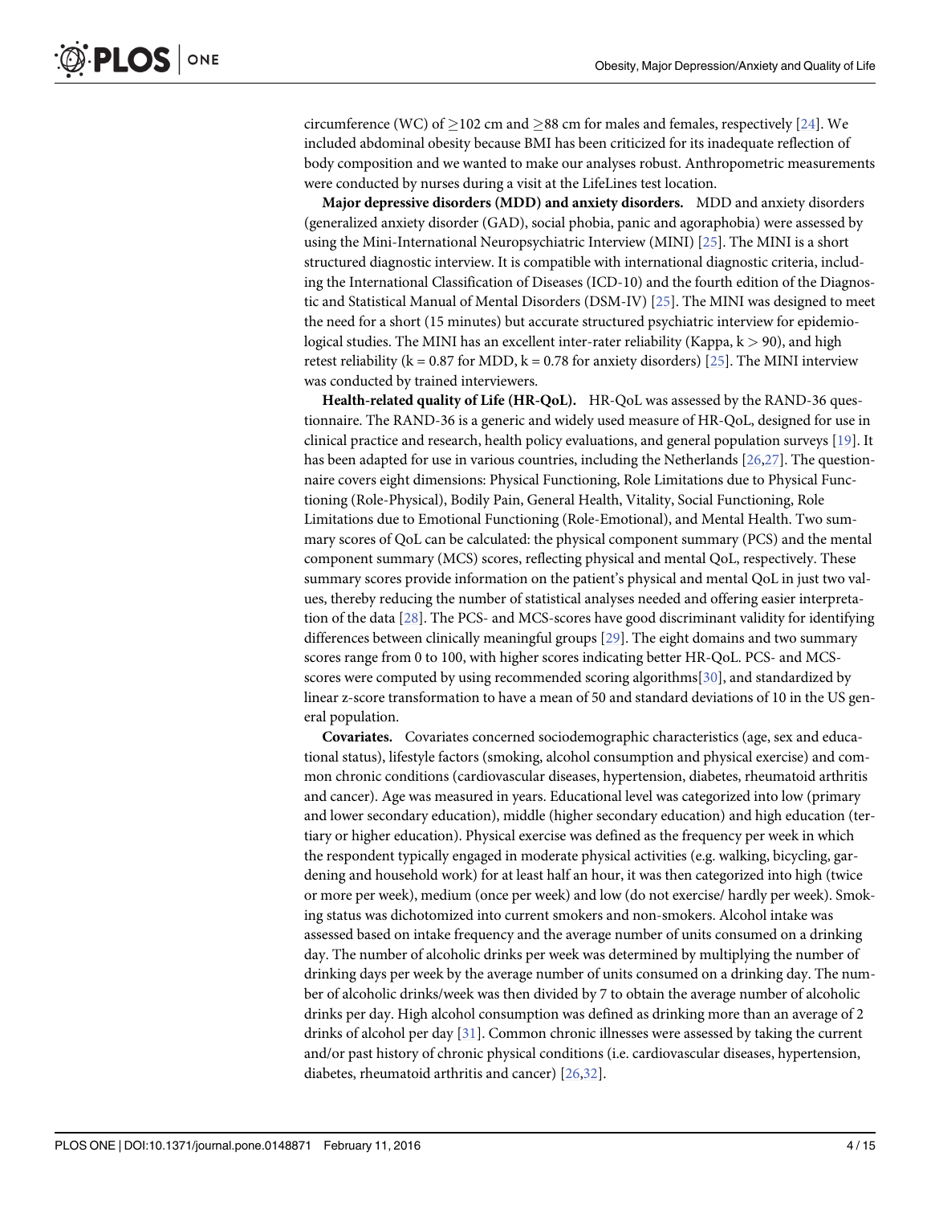circumference (WC) of $\geq$102 cm and $\geq$88 cm for males and females, respectively [24]. We included abdominal obesity because BMI has been criticized for its inadequate reflection of body composition and we wanted to make our analyses robust. Anthropometric measurements were conducted by nurses during a visit at the LifeLines test location.

**Major depressive disorders (MDD) and anxiety disorders.** MDD and anxiety disorders (generalized anxiety disorder (GAD), social phobia, panic and agoraphobia) were assessed by using the Mini-International Neuropsychiatric Interview (MINI) [25]. The MINI is a short structured diagnostic interview. It is compatible with international diagnostic criteria, including the International Classification of Diseases (ICD-10) and the fourth edition of the Diagnostic and Statistical Manual of Mental Disorders (DSM-IV) [25]. The MINI was designed to meet the need for a short (15 minutes) but accurate structured psychiatric interview for epidemiological studies. The MINI has an excellent inter-rater reliability (Kappa, $k > 90$), and high retest reliability ($k = 0.87$ for MDD, $k = 0.78$ for anxiety disorders) [25]. The MINI interview was conducted by trained interviewers.

**Health-related quality of Life (HR-QoL).** HR-QoL was assessed by the RAND-36 questionnaire. The RAND-36 is a generic and widely used measure of HR-QoL, designed for use in clinical practice and research, health policy evaluations, and general population surveys [19]. It has been adapted for use in various countries, including the Netherlands [26,27]. The questionnaire covers eight dimensions: Physical Functioning, Role Limitations due to Physical Functioning (Role-Physical), Bodily Pain, General Health, Vitality, Social Functioning, Role Limitations due to Emotional Functioning (Role-Emotional), and Mental Health. Two summary scores of QoL can be calculated: the physical component summary (PCS) and the mental component summary (MCS) scores, reflecting physical and mental QoL, respectively. These summary scores provide information on the patient's physical and mental QoL in just two values, thereby reducing the number of statistical analyses needed and offering easier interpretation of the data [28]. The PCS- and MCS-scores have good discriminant validity for identifying differences between clinically meaningful groups [29]. The eight domains and two summary scores range from 0 to 100, with higher scores indicating better HR-QoL. PCS- and MCS-scores were computed by using recommended scoring algorithms[30], and standardized by linear z-score transformation to have a mean of 50 and standard deviations of 10 in the US general population.

**Covariates.** Covariates concerned sociodemographic characteristics (age, sex and educational status), lifestyle factors (smoking, alcohol consumption and physical exercise) and common chronic conditions (cardiovascular diseases, hypertension, diabetes, rheumatoid arthritis and cancer). Age was measured in years. Educational level was categorized into low (primary and lower secondary education), middle (higher secondary education) and high education (tertiary or higher education). Physical exercise was defined as the frequency per week in which the respondent typically engaged in moderate physical activities (e.g. walking, bicycling, gardening and household work) for at least half an hour, it was then categorized into high (twice or more per week), medium (once per week) and low (do not exercise/ hardly per week). Smoking status was dichotomized into current smokers and non-smokers. Alcohol intake was assessed based on intake frequency and the average number of units consumed on a drinking day. The number of alcoholic drinks per week was determined by multiplying the number of drinking days per week by the average number of units consumed on a drinking day. The number of alcoholic drinks/week was then divided by 7 to obtain the average number of alcoholic drinks per day. High alcohol consumption was defined as drinking more than an average of 2 drinks of alcohol per day [31]. Common chronic illnesses were assessed by taking the current and/or past history of chronic physical conditions (i.e. cardiovascular diseases, hypertension, diabetes, rheumatoid arthritis and cancer) [26,32].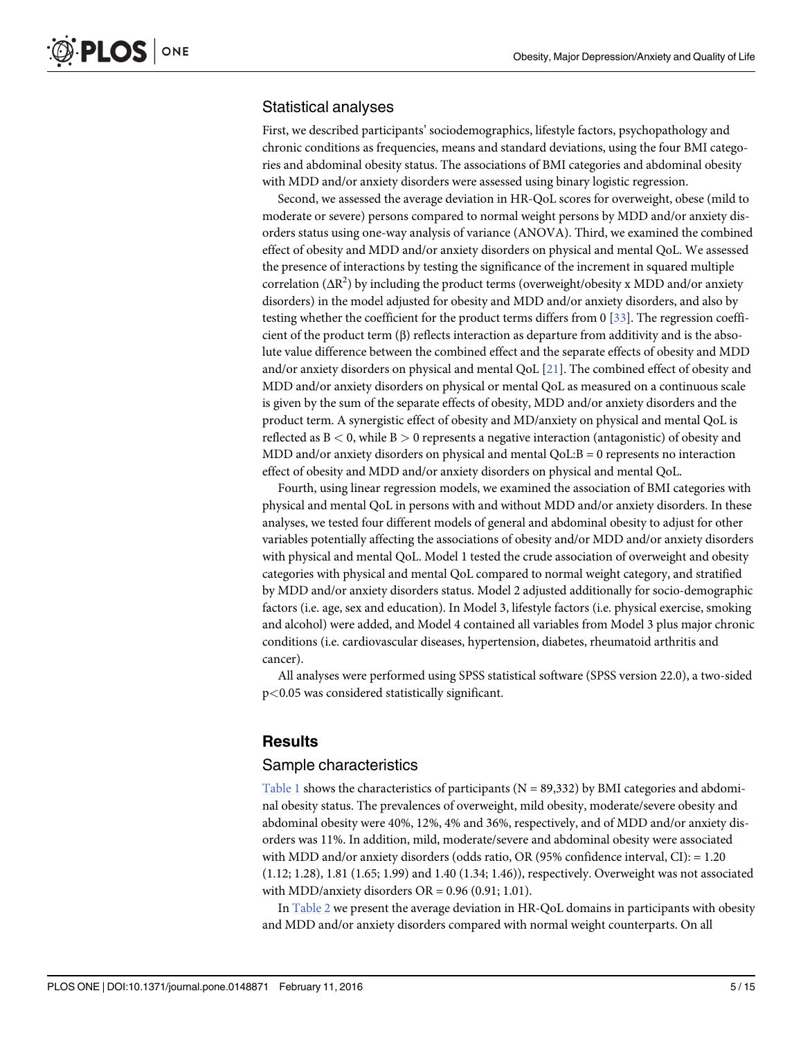## Statistical analyses

First, we described participants' sociodemographics, lifestyle factors, psychopathology and chronic conditions as frequencies, means and standard deviations, using the four BMI categories and abdominal obesity status. The associations of BMI categories and abdominal obesity with MDD and/or anxiety disorders were assessed using binary logistic regression.

Second, we assessed the average deviation in HR-QoL scores for overweight, obese (mild to moderate or severe) persons compared to normal weight persons by MDD and/or anxiety disorders status using one-way analysis of variance (ANOVA). Third, we examined the combined effect of obesity and MDD and/or anxiety disorders on physical and mental QoL. We assessed the presence of interactions by testing the significance of the increment in squared multiple correlation ($\Delta R^2$) by including the product terms (overweight/obesity x MDD and/or anxiety disorders) in the model adjusted for obesity and MDD and/or anxiety disorders, and also by testing whether the coefficient for the product terms differs from 0 [33]. The regression coefficient of the product term (β) reflects interaction as departure from additivity and is the absolute value difference between the combined effect and the separate effects of obesity and MDD and/or anxiety disorders on physical and mental QoL [21]. The combined effect of obesity and MDD and/or anxiety disorders on physical or mental QoL as measured on a continuous scale is given by the sum of the separate effects of obesity, MDD and/or anxiety disorders and the product term. A synergistic effect of obesity and MD/anxiety on physical and mental QoL is reflected as $B < 0$, while $B > 0$ represents a negative interaction (antagonistic) of obesity and MDD and/or anxiety disorders on physical and mental QoL:$B = 0$ represents no interaction effect of obesity and MDD and/or anxiety disorders on physical and mental QoL.

Fourth, using linear regression models, we examined the association of BMI categories with physical and mental QoL in persons with and without MDD and/or anxiety disorders. In these analyses, we tested four different models of general and abdominal obesity to adjust for other variables potentially affecting the associations of obesity and/or MDD and/or anxiety disorders with physical and mental QoL. Model 1 tested the crude association of overweight and obesity categories with physical and mental QoL compared to normal weight category, and stratified by MDD and/or anxiety disorders status. Model 2 adjusted additionally for socio-demographic factors (i.e. age, sex and education). In Model 3, lifestyle factors (i.e. physical exercise, smoking and alcohol) were added, and Model 4 contained all variables from Model 3 plus major chronic conditions (i.e. cardiovascular diseases, hypertension, diabetes, rheumatoid arthritis and cancer).

All analyses were performed using SPSS statistical software (SPSS version 22.0), a two-sided $p<0.05$ was considered statistically significant.

# Results

## Sample characteristics

Table 1 shows the characteristics of participants (N = 89,332) by BMI categories and abdominal obesity status. The prevalences of overweight, mild obesity, moderate/severe obesity and abdominal obesity were 40%, 12%, 4% and 36%, respectively, and of MDD and/or anxiety disorders was 11%. In addition, mild, moderate/severe and abdominal obesity were associated with MDD and/or anxiety disorders (odds ratio, OR (95% confidence interval, CI): = 1.20 (1.12; 1.28), 1.81 (1.65; 1.99) and 1.40 (1.34; 1.46)), respectively. Overweight was not associated with MDD/anxiety disorders OR = 0.96 (0.91; 1.01).

In Table 2 we present the average deviation in HR-QoL domains in participants with obesity and MDD and/or anxiety disorders compared with normal weight counterparts. On all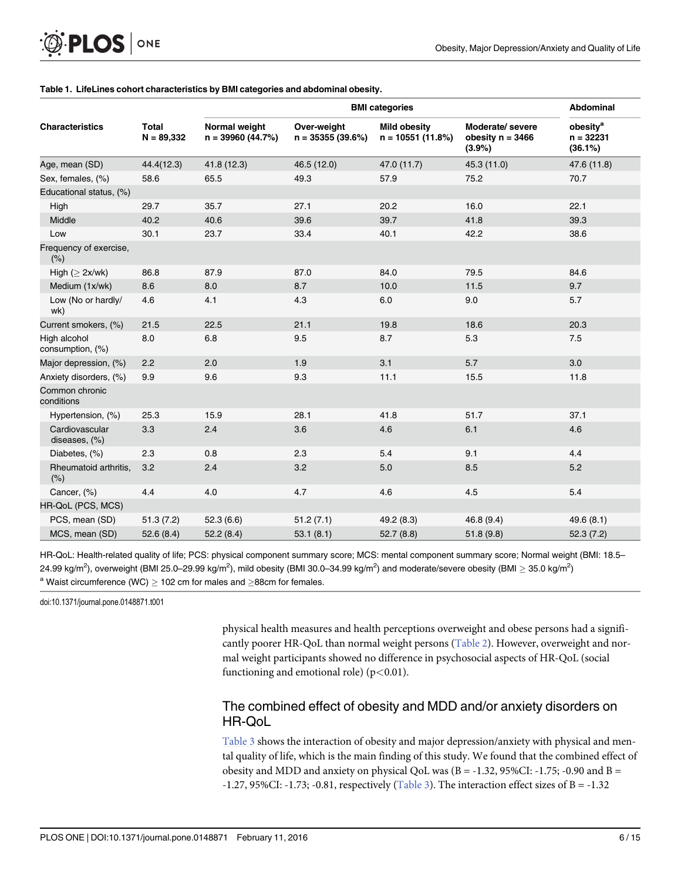**Table 1. LifeLines cohort characteristics by BMI categories and abdominal obesity.**

| Characteristics | Total N = 89,332 | BMI categories | | | | Abdominal |
|---|---|---|---|---|---|---|
| | | Normal weight n = 39960 (44.7%) | Over-weight n = 35355 (39.6%) | Mild obesity n = 10551 (11.8%) | Moderate/ severe obesity n = 3466 (3.9%) | obesity[a] n = 32231 (36.1%) |
| Age, mean (SD) | 44.4(12.3) | 41.8 (12.3) | 46.5 (12.0) | 47.0 (11.7) | 45.3 (11.0) | 47.6 (11.8) |
| Sex, females, (%) | 58.6 | 65.5 | 49.3 | 57.9 | 75.2 | 70.7 |
| Educational status, (%) | | | | | | |
| High | 29.7 | 35.7 | 27.1 | 20.2 | 16.0 | 22.1 |
| Middle | 40.2 | 40.6 | 39.6 | 39.7 | 41.8 | 39.3 |
| Low | 30.1 | 23.7 | 33.4 | 40.1 | 42.2 | 38.6 |
| Frequency of exercise, (%) | | | | | | |
| High (≥ 2x/wk) | 86.8 | 87.9 | 87.0 | 84.0 | 79.5 | 84.6 |
| Medium (1x/wk) | 8.6 | 8.0 | 8.7 | 10.0 | 11.5 | 9.7 |
| Low (No or hardly/ wk) | 4.6 | 4.1 | 4.3 | 6.0 | 9.0 | 5.7 |
| Current smokers, (%) | 21.5 | 22.5 | 21.1 | 19.8 | 18.6 | 20.3 |
| High alcohol consumption, (%) | 8.0 | 6.8 | 9.5 | 8.7 | 5.3 | 7.5 |
| Major depression, (%) | 2.2 | 2.0 | 1.9 | 3.1 | 5.7 | 3.0 |
| Anxiety disorders, (%) | 9.9 | 9.6 | 9.3 | 11.1 | 15.5 | 11.8 |
| Common chronic conditions | | | | | | |
| Hypertension, (%) | 25.3 | 15.9 | 28.1 | 41.8 | 51.7 | 37.1 |
| Cardiovascular diseases, (%) | 3.3 | 2.4 | 3.6 | 4.6 | 6.1 | 4.6 |
| Diabetes, (%) | 2.3 | 0.8 | 2.3 | 5.4 | 9.1 | 4.4 |
| Rheumatoid arthritis, (%) | 3.2 | 2.4 | 3.2 | 5.0 | 8.5 | 5.2 |
| Cancer, (%) | 4.4 | 4.0 | 4.7 | 4.6 | 4.5 | 5.4 |
| HR-QoL (PCS, MCS) | | | | | | |
| PCS, mean (SD) | 51.3 (7.2) | 52.3 (6.6) | 51.2 (7.1) | 49.2 (8.3) | 46.8 (9.4) | 49.6 (8.1) |
| MCS, mean (SD) | 52.6 (8.4) | 52.2 (8.4) | 53.1 (8.1) | 52.7 (8.8) | 51.8 (9.8) | 52.3 (7.2) |

HR-QoL: Health-related quality of life; PCS: physical component summary score; MCS: mental component summary score; Normal weight (BMI: 18.5–24.99 $kg/m^2$), overweight (BMI 25.0–29.99 $kg/m^2$), mild obesity (BMI 30.0–34.99 $kg/m^2$) and moderate/severe obesity (BMI ≥ 35.0 $kg/m^2$)

[a] Waist circumference (WC) ≥ 102 cm for males and ≥88cm for females.

doi:10.1371/journal.pone.0148871.t001

physical health measures and health perceptions overweight and obese persons had a significantly poorer HR-QoL than normal weight persons (Table 2). However, overweight and normal weight participants showed no difference in psychosocial aspects of HR-QoL (social functioning and emotional role) ($p<0.01$).

## The combined effect of obesity and MDD and/or anxiety disorders on HR-QoL

Table 3 shows the interaction of obesity and major depression/anxiety with physical and mental quality of life, which is the main finding of this study. We found that the combined effect of obesity and MDD and anxiety on physical QoL was (B = -1.32, 95%CI: -1.75; -0.90 and B = -1.27, 95%CI: -1.73; -0.81, respectively (Table 3). The interaction effect sizes of B = -1.32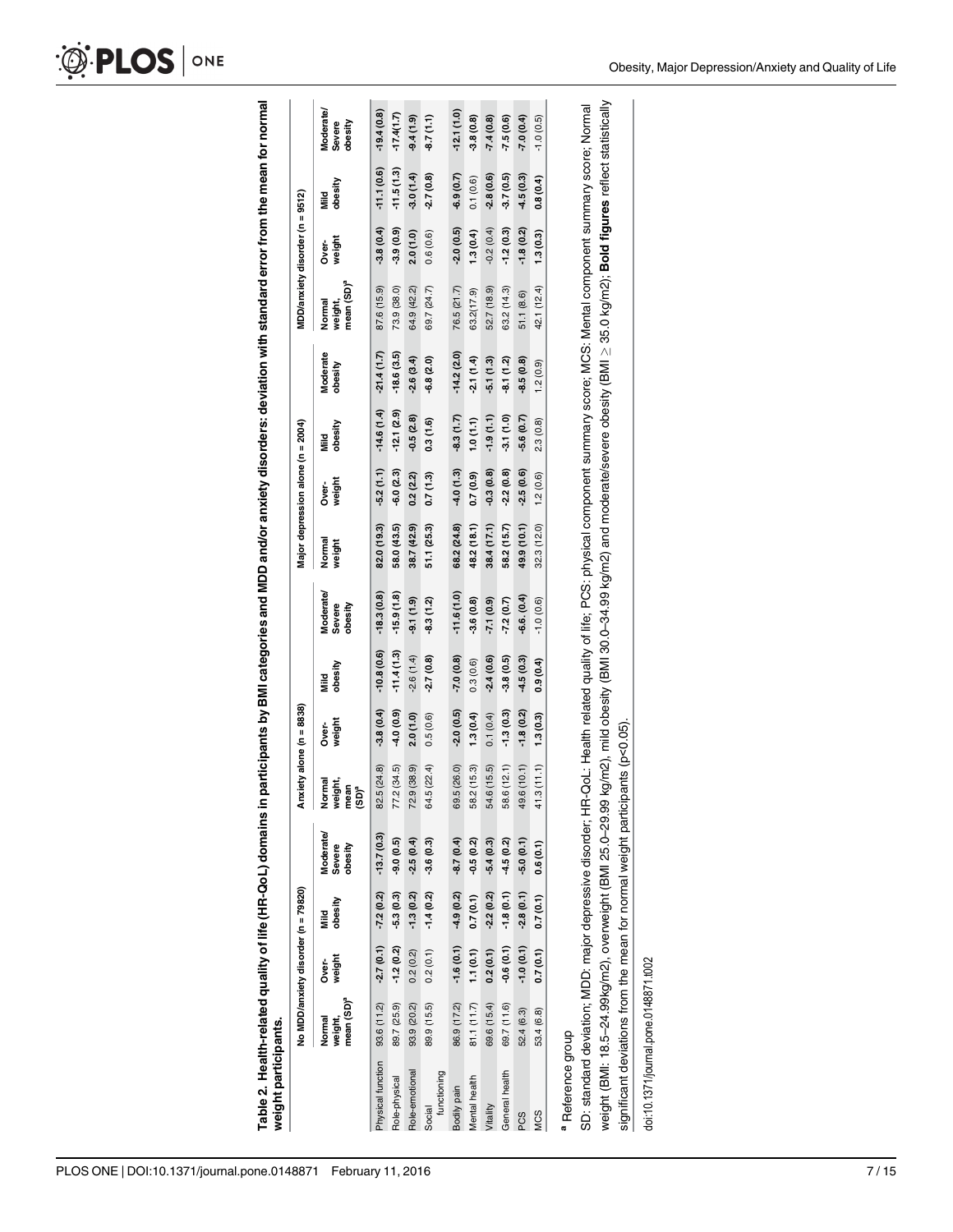**Table 2. Health-related quality of life (HR-QoL) domains in participants by BMI categories and MDD and/or anxiety disorders: deviation with standard error from the mean for normal weight participants.**

| | No MDD/anxiety disorder (n = 79820) | | | | Anxiety alone (n = 8838) | | | | Major depression alone (n = 2004) | | | | MDD/anxiety disorder (n = 9512) | | | |
|---|---|---|---|---|---|---|---|---|---|---|---|---|---|---|---|---|
| | Normal weight, mean (SD)[a] | Over-weight | Mild obesity | Moderate/ Severe obesity | Normal weight, mean (SD)[a] | Over-weight | Mild obesity | Moderate/ Severe obesity | Normal weight | Over-weight | Mild obesity | Moderate obesity | Normal weight, mean (SD)[a] | Over-weight | Mild obesity | Moderate/ Severe obesity |
| Physical function | 93.6 (11.2) | **-2.7 (0.1)** | **-7.2 (0.2)** | **-13.7 (0.3)** | 82.5 (24.8) | **-3.8 (0.4)** | **-10.8 (0.6)** | **-18.3 (0.8)** | **82.0 (19.3)** | **-5.2 (1.1)** | **-14.6 (1.4)** | **-21.4 (1.7)** | 87.6 (15.9) | **-3.8 (0.4)** | **-11.1 (0.6)** | **-19.4 (0.8)** |
| Role-physical | 89.7 (25.9) | **-1.2 (0.2)** | **-5.3 (0.3)** | **-9.0 (0.5)** | 77.2 (34.5) | **-4.0 (0.9)** | **-11.4 (1.3)** | **-15.9 (1.8)** | **58.0 (43.5)** | **-6.0 (2.3)** | **-12.1 (2.9)** | **-18.6 (3.5)** | 73.9 (38.0) | **-3.9 (0.9)** | **-11.5 (1.3)** | **-17.4(1.7)** |
| Role-emotional | 93.9 (20.2) | 0.2 (0.2) | **-1.3 (0.2)** | **-2.5 (0.4)** | 72.9 (38.9) | **2.0 (1.0)** | -2.6 (1.4) | **-9.1 (1.9)** | **38.7 (42.9)** | **0.2 (2.2)** | **-0.5 (2.8)** | **-2.6 (3.4)** | 64.9 (42.2) | **2.0 (1.0)** | **-3.0 (1.4)** | **-9.4 (1.9)** |
| Social functioning | 89.9 (15.5) | 0.2 (0.1) | **-1.4 (0.2)** | **-3.6 (0.3)** | 64.5 (22.4) | 0.5 (0.6) | **-2.7 (0.8)** | **-8.3 (1.2)** | **51.1 (25.3)** | **0.7 (1.3)** | **0.3 (1.6)** | **-6.8 (2.0)** | 69.7 (24.7) | 0.6 (0.6) | **-2.7 (0.8)** | **-8.7 (1.1)** |
| Bodily pain | 86.9 (17.2) | **-1.6 (0.1)** | **-4.9 (0.2)** | **-8.7 (0.4)** | 69.5 (26.0) | **-2.0 (0.5)** | **-7.0 (0.8)** | **-11.6 (1.0)** | **68.2 (24.8)** | **-4.0 (1.3)** | **-8.3 (1.7)** | **-14.2 (2.0)** | 76.5 (21.7) | **-2.0 (0.5)** | **-6.9 (0.7)** | **-12.1 (1.0)** |
| Mental health | 81.1 (11.7) | **1.1 (0.1)** | **0.7 (0.1)** | **-0.5 (0.2)** | 58.2 (15.3) | **1.3 (0.4)** | 0.3 (0.6) | **-3.6 (0.8)** | **48.2 (18.1)** | **0.7 (0.9)** | **1.0 (1.1)** | **-2.1 (1.4)** | 63.2(17.9) | **1.3 (0.4)** | 0.1 (0.6) | **-3.8 (0.8)** |
| Vitality | 69.6 (15.4) | **0.2 (0.1)** | **-2.2 (0.2)** | **-5.4 (0.3)** | 54.6 (15.5) | 0.1 (0.4) | **-2.4 (0.6)** | **-7.1 (0.9)** | **38.4 (17.1)** | **-0.3 (0.8)** | **-1.9 (1.1)** | **-5.1 (1.3)** | 52.7 (18.9) | -0.2 (0.4) | **-2.8 (0.6)** | **-7.4 (0.8)** |
| General health | 69.7 (11.6) | **-0.6 (0.1)** | **-1.8 (0.1)** | **-4.5 (0.2)** | 58.6 (12.1) | **-1.3 (0.3)** | **-3.8 (0.5)** | **-7.2 (0.7)** | **58.2 (15.7)** | **-2.2 (0.8)** | **-3.1 (1.0)** | **-8.1 (1.2)** | 63.2 (14.3) | **-1.2 (0.3)** | **-3.7 (0.5)** | **-7.5 (0.6)** |
| PCS | 52.4 (6.3) | **-1.0 (0.1)** | **-2.8 (0.1)** | **-5.0 (0.1)** | 49.6 (10.1) | **-1.8 (0.2)** | **-4.5 (0.3)** | **-6.6, (0.4)** | **49.9 (10.1)** | **-2.5 (0.6)** | **-5.6 (0.7)** | **-8.5 (0.8)** | 51.1 (8.6) | **-1.8 (0.2)** | **-4.5 (0.3)** | **-7.0 (0.4)** |
| MCS | 53.4 (6.8) | **0.7 (0.1)** | **0.7 (0.1)** | **0.6 (0.1)** | 41.3 (11.1) | **1.3 (0.3)** | **0.9 (0.4)** | -1.0 (0.6) | 32.3 (12.0) | 1.2 (0.6) | 2.3 (0.8) | 1.2 (0.9) | 42.1 (12.4) | **1.3 (0.3)** | **0.8 (0.4)** | -1.0 (0.5) |

[a] Reference group

SD: standard deviation; MDD: major depressive disorder; HR-QoL: Health related quality of life; PCS: physical component summary score; MCS: Mental component summary score; Normal weight (BMI: 18.5–24.99kg/m2), overweight (BMI 25.0–29.99 kg/m2), mild obesity (BMI 30.0–34.99 kg/m2) and moderate/severe obesity (BMI $\geq$ 35.0 kg/m2); **Bold figures** reflect statistically significant deviations from the mean for normal weight participants ($p<0.05$).

doi:10.1371/journal.pone.0148871.t002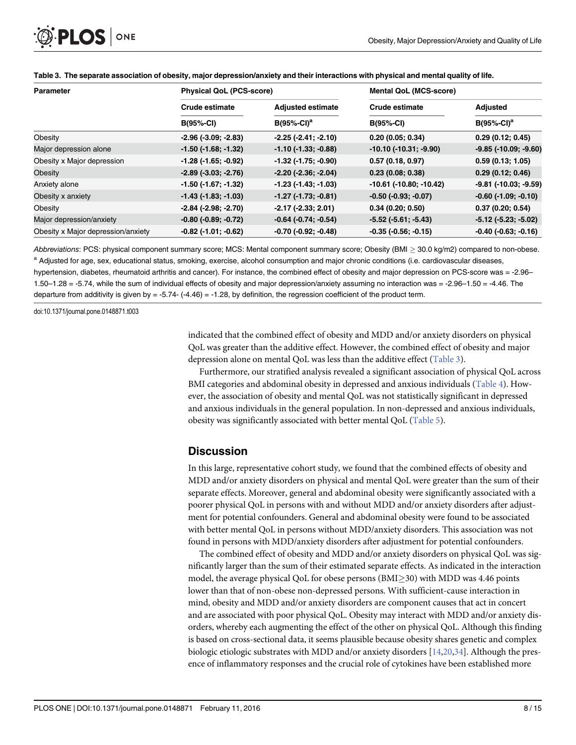**Table 3. The separate association of obesity, major depression/anxiety and their interactions with physical and mental quality of life.**

| Parameter | Physical QoL (PCS-score) | | Mental QoL (MCS-score) | |
|---|---|---|---|---|
| | Crude estimate | Adjusted estimate | Crude estimate | Adjusted |
| | B(95%-CI) | B(95%-CI)[a] | B(95%-CI) | B(95%-CI)[a] |
| Obesity | **-2.96 (-3.09; -2.83)** | **-2.25 (-2.41; -2.10)** | **0.20 (0.05; 0.34)** | **0.29 (0.12; 0.45)** |
| Major depression alone | **-1.50 (-1.68; -1.32)** | **-1.10 (-1.33; -0.88)** | **-10.10 (-10.31; -9.90)** | **-9.85 (-10.09; -9.60)** |
| Obesity x Major depression | **-1.28 (-1.65; -0.92)** | **-1.32 (-1.75; -0.90)** | **0.57 (0.18, 0.97)** | **0.59 (0.13; 1.05)** |
| Obesity | **-2.89 (-3.03; -2.76)** | **-2.20 (-2.36; -2.04)** | **0.23 (0.08; 0.38)** | **0.29 (0.12; 0.46)** |
| Anxiety alone | **-1.50 (-1.67; -1.32)** | **-1.23 (-1.43; -1.03)** | **-10.61 (-10.80; -10.42)** | **-9.81 (-10.03; -9.59)** |
| Obesity x anxiety | **-1.43 (-1.83; -1.03)** | **-1.27 (-1.73; -0.81)** | **-0.50 (-0.93; -0.07)** | **-0.60 (-1.09; -0.10)** |
| Obesity | **-2.84 (-2.98; -2.70)** | **-2.17 (-2.33; 2.01)** | **0.34 (0.20; 0.50)** | **0.37 (0.20; 0.54)** |
| Major depression/anxiety | **-0.80 (-0.89; -0.72)** | **-0.64 (-0.74; -0.54)** | **-5.52 (-5.61; -5.43)** | **-5.12 (-5.23; -5.02)** |
| Obesity x Major depression/anxiety | **-0.82 (-1.01; -0.62)** | **-0.70 (-0.92; -0.48)** | **-0.35 (-0.56; -0.15)** | **-0.40 (-0.63; -0.16)** |

*Abbreviations*: PCS: physical component summary score; MCS: Mental component summary score; Obesity (BMI ≥ 30.0 kg/m2) compared to non-obese.
[a] Adjusted for age, sex, educational status, smoking, exercise, alcohol consumption and major chronic conditions (i.e. cardiovascular diseases, hypertension, diabetes, rheumatoid arthritis and cancer). For instance, the combined effect of obesity and major depression on PCS-score was = -2.96–1.50–1.28 = -5.74, while the sum of individual effects of obesity and major depression/anxiety assuming no interaction was = -2.96–1.50 = -4.46. The departure from additivity is given by = -5.74- (-4.46) = -1.28, by definition, the regression coefficient of the product term.

doi:10.1371/journal.pone.0148871.t003

indicated that the combined effect of obesity and MDD and/or anxiety disorders on physical QoL was greater than the additive effect. However, the combined effect of obesity and major depression alone on mental QoL was less than the additive effect (Table 3).

Furthermore, our stratified analysis revealed a significant association of physical QoL across BMI categories and abdominal obesity in depressed and anxious individuals (Table 4). However, the association of obesity and mental QoL was not statistically significant in depressed and anxious individuals in the general population. In non-depressed and anxious individuals, obesity was significantly associated with better mental QoL (Table 5).

## Discussion

In this large, representative cohort study, we found that the combined effects of obesity and MDD and/or anxiety disorders on physical and mental QoL were greater than the sum of their separate effects. Moreover, general and abdominal obesity were significantly associated with a poorer physical QoL in persons with and without MDD and/or anxiety disorders after adjustment for potential confounders. General and abdominal obesity were found to be associated with better mental QoL in persons without MDD/anxiety disorders. This association was not found in persons with MDD/anxiety disorders after adjustment for potential confounders.

The combined effect of obesity and MDD and/or anxiety disorders on physical QoL was significantly larger than the sum of their estimated separate effects. As indicated in the interaction model, the average physical QoL for obese persons (BMI≥30) with MDD was 4.46 points lower than that of non-obese non-depressed persons. With sufficient-cause interaction in mind, obesity and MDD and/or anxiety disorders are component causes that act in concert and are associated with poor physical QoL. Obesity may interact with MDD and/or anxiety disorders, whereby each augmenting the effect of the other on physical QoL. Although this finding is based on cross-sectional data, it seems plausible because obesity shares genetic and complex biologic etiologic substrates with MDD and/or anxiety disorders [14,20,34]. Although the presence of inflammatory responses and the crucial role of cytokines have been established more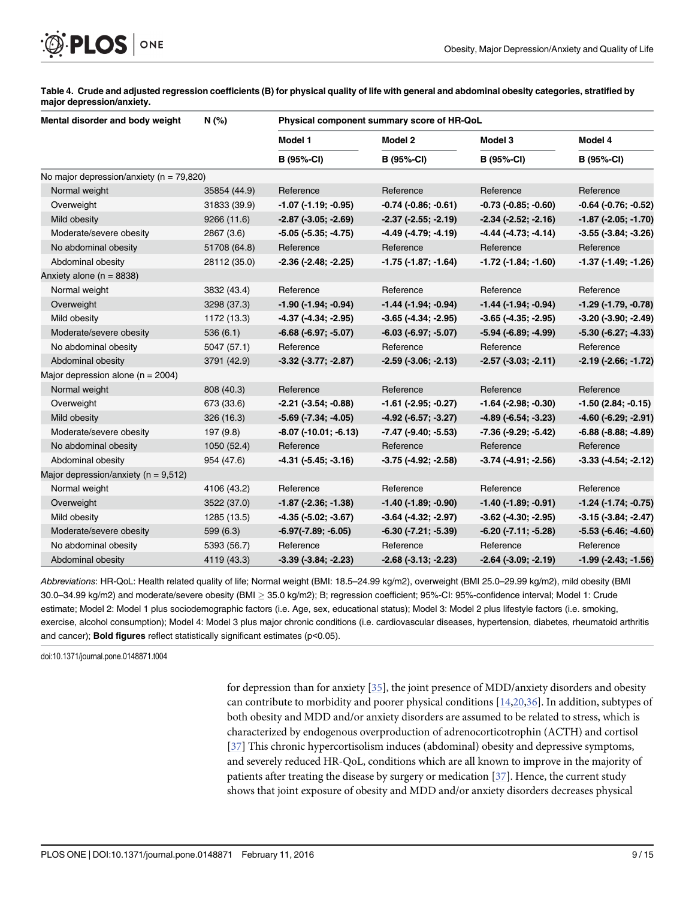**Table 4. Crude and adjusted regression coefficients (B) for physical quality of life with general and abdominal obesity categories, stratified by major depression/anxiety.**

| Mental disorder and body weight | N (%) | Physical component summary score of HR-QoL | | | |
|---|---|---|---|---|---|
| | | Model 1 | Model 2 | Model 3 | Model 4 |
| | | B (95%-CI) | B (95%-CI) | B (95%-CI) | B (95%-CI) |
| No major depression/anxiety (n = 79,820) | | | | | |
| Normal weight | 35854 (44.9) | Reference | Reference | Reference | Reference |
| Overweight | 31833 (39.9) | **-1.07 (-1.19; -0.95)** | **-0.74 (-0.86; -0.61)** | **-0.73 (-0.85; -0.60)** | **-0.64 (-0.76; -0.52)** |
| Mild obesity | 9266 (11.6) | **-2.87 (-3.05; -2.69)** | **-2.37 (-2.55; -2.19)** | **-2.34 (-2.52; -2.16)** | **-1.87 (-2.05; -1.70)** |
| Moderate/severe obesity | 2867 (3.6) | **-5.05 (-5.35; -4.75)** | **-4.49 (-4.79; -4.19)** | **-4.44 (-4.73; -4.14)** | **-3.55 (-3.84; -3.26)** |
| No abdominal obesity | 51708 (64.8) | Reference | Reference | Reference | Reference |
| Abdominal obesity | 28112 (35.0) | **-2.36 (-2.48; -2.25)** | **-1.75 (-1.87; -1.64)** | **-1.72 (-1.84; -1.60)** | **-1.37 (-1.49; -1.26)** |
| Anxiety alone (n = 8838) | | | | | |
| Normal weight | 3832 (43.4) | Reference | Reference | Reference | Reference |
| Overweight | 3298 (37.3) | **-1.90 (-1.94; -0.94)** | **-1.44 (-1.94; -0.94)** | **-1.44 (-1.94; -0.94)** | **-1.29 (-1.79, -0.78)** |
| Mild obesity | 1172 (13.3) | **-4.37 (-4.34; -2.95)** | **-3.65 (-4.34; -2.95)** | **-3.65 (-4.35; -2.95)** | **-3.20 (-3.90; -2.49)** |
| Moderate/severe obesity | 536 (6.1) | **-6.68 (-6.97; -5.07)** | **-6.03 (-6.97; -5.07)** | **-5.94 (-6.89; -4.99)** | **-5.30 (-6.27; -4.33)** |
| No abdominal obesity | 5047 (57.1) | Reference | Reference | Reference | Reference |
| Abdominal obesity | 3791 (42.9) | **-3.32 (-3.77; -2.87)** | **-2.59 (-3.06; -2.13)** | **-2.57 (-3.03; -2.11)** | **-2.19 (-2.66; -1.72)** |
| Major depression alone (n = 2004) | | | | | |
| Normal weight | 808 (40.3) | Reference | Reference | Reference | Reference |
| Overweight | 673 (33.6) | **-2.21 (-3.54; -0.88)** | **-1.61 (-2.95; -0.27)** | **-1.64 (-2.98; -0.30)** | **-1.50 (2.84; -0.15)** |
| Mild obesity | 326 (16.3) | **-5.69 (-7.34; -4.05)** | **-4.92 (-6.57; -3.27)** | **-4.89 (-6.54; -3.23)** | **-4.60 (-6.29; -2.91)** |
| Moderate/severe obesity | 197 (9.8) | **-8.07 (-10.01; -6.13)** | **-7.47 (-9.40; -5.53)** | **-7.36 (-9.29; -5.42)** | **-6.88 (-8.88; -4.89)** |
| No abdominal obesity | 1050 (52.4) | Reference | Reference | Reference | Reference |
| Abdominal obesity | 954 (47.6) | **-4.31 (-5.45; -3.16)** | **-3.75 (-4.92; -2.58)** | **-3.74 (-4.91; -2.56)** | **-3.33 (-4.54; -2.12)** |
| Major depression/anxiety (n = 9,512) | | | | | |
| Normal weight | 4106 (43.2) | Reference | Reference | Reference | Reference |
| Overweight | 3522 (37.0) | **-1.87 (-2.36; -1.38)** | **-1.40 (-1.89; -0.90)** | **-1.40 (-1.89; -0.91)** | **-1.24 (-1.74; -0.75)** |
| Mild obesity | 1285 (13.5) | **-4.35 (-5.02; -3.67)** | **-3.64 (-4.32; -2.97)** | **-3.62 (-4.30; -2.95)** | **-3.15 (-3.84; -2.47)** |
| Moderate/severe obesity | 599 (6.3) | **-6.97(-7.89; -6.05)** | **-6.30 (-7.21; -5.39)** | **-6.20 (-7.11; -5.28)** | **-5.53 (-6.46; -4.60)** |
| No abdominal obesity | 5393 (56.7) | Reference | Reference | Reference | Reference |
| Abdominal obesity | 4119 (43.3) | **-3.39 (-3.84; -2.23)** | **-2.68 (-3.13; -2.23)** | **-2.64 (-3.09; -2.19)** | **-1.99 (-2.43; -1.56)** |

*Abbreviations*: HR-QoL: Health related quality of life; Normal weight (BMI: 18.5–24.99 kg/m2), overweight (BMI 25.0–29.99 kg/m2), mild obesity (BMI 30.0–34.99 kg/m2) and moderate/severe obesity (BMI ≥ 35.0 kg/m2); B; regression coefficient; 95%-CI: 95%-confidence interval; Model 1: Crude estimate; Model 2: Model 1 plus sociodemographic factors (i.e. Age, sex, educational status); Model 3: Model 2 plus lifestyle factors (i.e. smoking, exercise, alcohol consumption); Model 4: Model 3 plus major chronic conditions (i.e. cardiovascular diseases, hypertension, diabetes, rheumatoid arthritis and cancer); **Bold figures** reflect statistically significant estimates (p<0.05).

doi:10.1371/journal.pone.0148871.t004

for depression than for anxiety [35], the joint presence of MDD/anxiety disorders and obesity can contribute to morbidity and poorer physical conditions [14,20,36]. In addition, subtypes of both obesity and MDD and/or anxiety disorders are assumed to be related to stress, which is characterized by endogenous overproduction of adrenocorticotrophin (ACTH) and cortisol [37] This chronic hypercortisolism induces (abdominal) obesity and depressive symptoms, and severely reduced HR-QoL, conditions which are all known to improve in the majority of patients after treating the disease by surgery or medication [37]. Hence, the current study shows that joint exposure of obesity and MDD and/or anxiety disorders decreases physical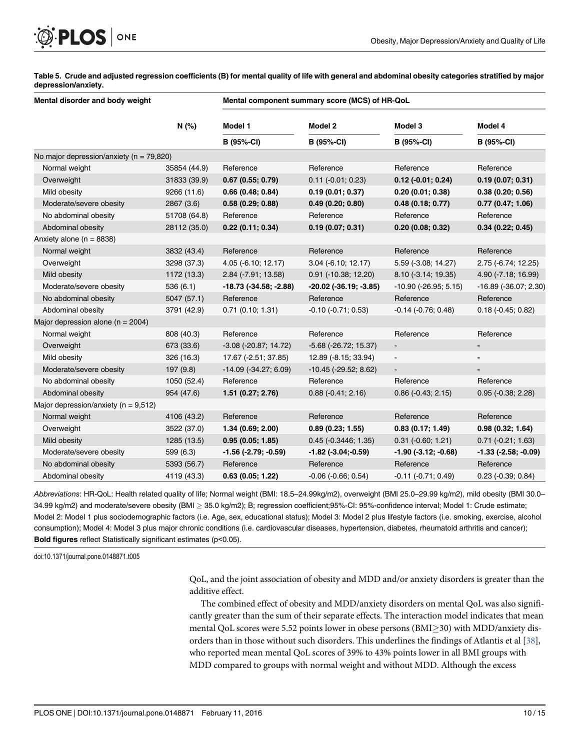**Table 5. Crude and adjusted regression coefficients (B) for mental quality of life with general and abdominal obesity categories stratified by major depression/anxiety.**

| Mental disorder and body weight | | Mental component summary score (MCS) of HR-QoL | | | |
|---|---|---|---|---|---|
| | N (%) | Model 1 | Model 2 | Model 3 | Model 4 |
| | | B (95%-CI) | B (95%-CI) | B (95%-CI) | B (95%-CI) |
| No major depression/anxiety (n = 79,820) | | | | | |
| Normal weight | 35854 (44.9) | Reference | Reference | Reference | Reference |
| Overweight | 31833 (39.9) | **0.67 (0.55; 0.79)** | 0.11 (-0.01; 0.23) | **0.12 (-0.01; 0.24)** | **0.19 (0.07; 0.31)** |
| Mild obesity | 9266 (11.6) | **0.66 (0.48; 0.84)** | **0.19 (0.01; 0.37)** | **0.20 (0.01; 0.38)** | **0.38 (0.20; 0.56)** |
| Moderate/severe obesity | 2867 (3.6) | **0.58 (0.29; 0.88)** | **0.49 (0.20; 0.80)** | **0.48 (0.18; 0.77)** | **0.77 (0.47; 1.06)** |
| No abdominal obesity | 51708 (64.8) | Reference | Reference | Reference | Reference |
| Abdominal obesity | 28112 (35.0) | **0.22 (0.11; 0.34)** | **0.19 (0.07; 0.31)** | **0.20 (0.08; 0.32)** | **0.34 (0.22; 0.45)** |
| Anxiety alone (n = 8838) | | | | | |
| Normal weight | 3832 (43.4) | Reference | Reference | Reference | Reference |
| Overweight | 3298 (37.3) | 4.05 (-6.10; 12.17) | 3.04 (-6.10; 12.17) | 5.59 (-3.08; 14.27) | 2.75 (-6.74; 12.25) |
| Mild obesity | 1172 (13.3) | 2.84 (-7.91; 13.58) | 0.91 (-10.38; 12.20) | 8.10 (-3.14; 19.35) | 4.90 (-7.18; 16.99) |
| Moderate/severe obesity | 536 (6.1) | **-18.73 (-34.58; -2.88)** | **-20.02 (-36.19; -3.85)** | -10.90 (-26.95; 5.15) | -16.89 (-36.07; 2.30) |
| No abdominal obesity | 5047 (57.1) | Reference | Reference | Reference | Reference |
| Abdominal obesity | 3791 (42.9) | 0.71 (0.10; 1.31) | -0.10 (-0.71; 0.53) | -0.14 (-0.76; 0.48) | 0.18 (-0.45; 0.82) |
| Major depression alone (n = 2004) | | | | | |
| Normal weight | 808 (40.3) | Reference | Reference | Reference | Reference |
| Overweight | 673 (33.6) | -3.08 (-20.87; 14.72) | -5.68 (-26.72; 15.37) | - | - |
| Mild obesity | 326 (16.3) | 17.67 (-2.51; 37.85) | 12.89 (-8.15; 33.94) | - | - |
| Moderate/severe obesity | 197 (9.8) | -14.09 (-34.27; 6.09) | -10.45 (-29.52; 8.62) | - | - |
| No abdominal obesity | 1050 (52.4) | Reference | Reference | Reference | Reference |
| Abdominal obesity | 954 (47.6) | **1.51 (0.27; 2.76)** | 0.88 (-0.41; 2.16) | 0.86 (-0.43; 2.15) | 0.95 (-0.38; 2.28) |
| Major depression/anxiety (n = 9,512) | | | | | |
| Normal weight | 4106 (43.2) | Reference | Reference | Reference | Reference |
| Overweight | 3522 (37.0) | **1.34 (0.69; 2.00)** | **0.89 (0.23; 1.55)** | **0.83 (0.17; 1.49)** | **0.98 (0.32; 1.64)** |
| Mild obesity | 1285 (13.5) | **0.95 (0.05; 1.85)** | 0.45 (-0.3446; 1.35) | 0.31 (-0.60; 1.21) | 0.71 (-0.21; 1.63) |
| Moderate/severe obesity | 599 (6.3) | **-1.56 (-2.79; -0.59)** | **-1.82 (-3.04;-0.59)** | **-1.90 (-3.12; -0.68)** | **-1.33 (-2.58; -0.09)** |
| No abdominal obesity | 5393 (56.7) | Reference | Reference | Reference | Reference |
| Abdominal obesity | 4119 (43.3) | **0.63 (0.05; 1.22)** | -0.06 (-0.66; 0.54) | -0.11 (-0.71; 0.49) | 0.23 (-0.39; 0.84) |

*Abbreviations*: HR-QoL: Health related quality of life; Normal weight (BMI: 18.5–24.99kg/m2), overweight (BMI 25.0–29.99 kg/m2), mild obesity (BMI 30.0–34.99 kg/m2) and moderate/severe obesity (BMI ≥ 35.0 kg/m2); B; regression coefficient;95%-CI: 95%-confidence interval; Model 1: Crude estimate; Model 2: Model 1 plus sociodemographic factors (i.e. Age, sex, educational status); Model 3: Model 2 plus lifestyle factors (i.e. smoking, exercise, alcohol consumption); Model 4: Model 3 plus major chronic conditions (i.e. cardiovascular diseases, hypertension, diabetes, rheumatoid arthritis and cancer); **Bold figures** reflect Statistically significant estimates (p<0.05).

doi:10.1371/journal.pone.0148871.t005

QoL, and the joint association of obesity and MDD and/or anxiety disorders is greater than the additive effect.

The combined effect of obesity and MDD/anxiety disorders on mental QoL was also significantly greater than the sum of their separate effects. The interaction model indicates that mean mental QoL scores were 5.52 points lower in obese persons (BMI≥30) with MDD/anxiety disorders than in those without such disorders. This underlines the findings of Atlantis et al [38], who reported mean mental QoL scores of 39% to 43% points lower in all BMI groups with MDD compared to groups with normal weight and without MDD. Although the excess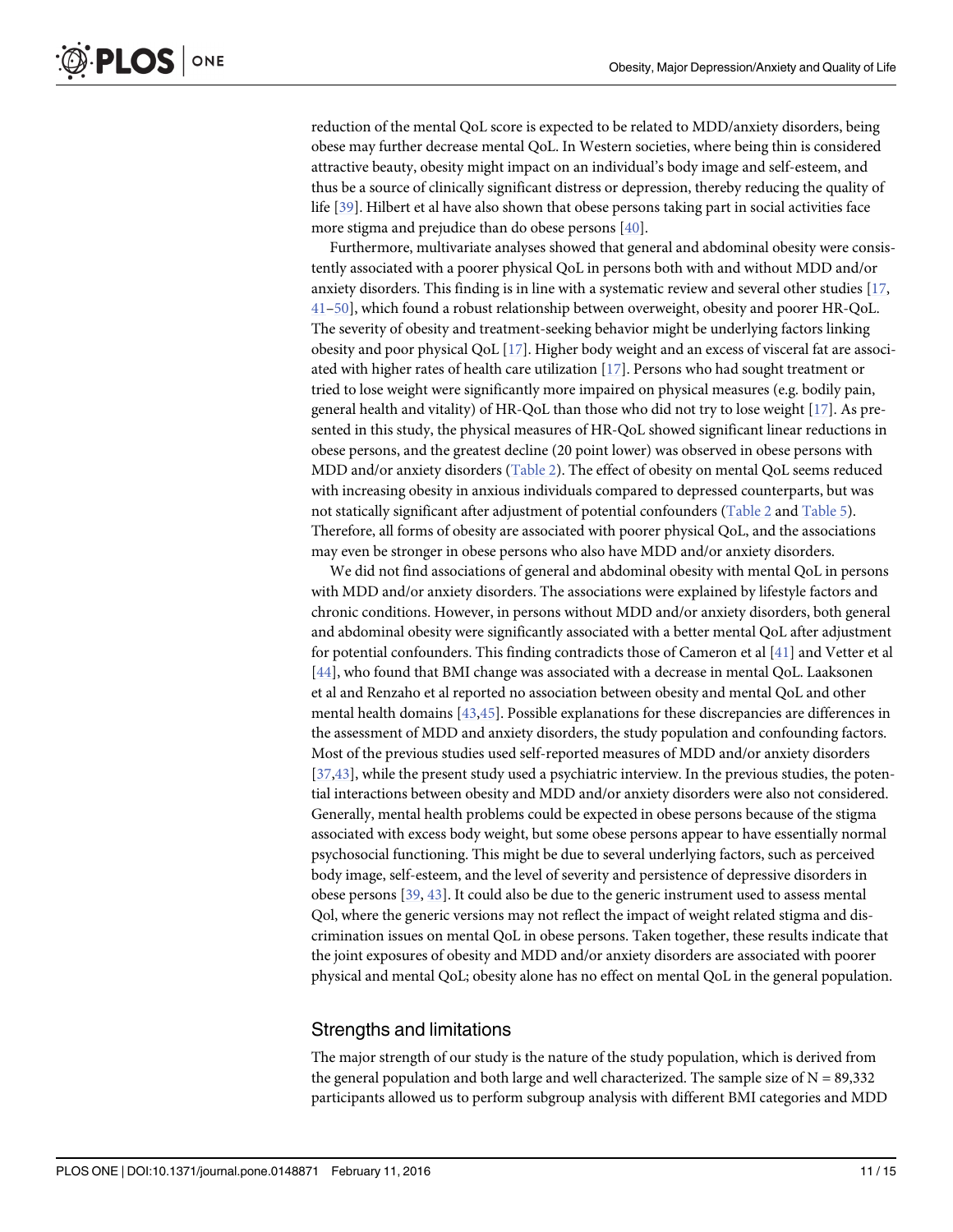reduction of the mental QoL score is expected to be related to MDD/anxiety disorders, being obese may further decrease mental QoL. In Western societies, where being thin is considered attractive beauty, obesity might impact on an individual's body image and self-esteem, and thus be a source of clinically significant distress or depression, thereby reducing the quality of life [39]. Hilbert et al have also shown that obese persons taking part in social activities face more stigma and prejudice than do obese persons [40].

Furthermore, multivariate analyses showed that general and abdominal obesity were consistently associated with a poorer physical QoL in persons both with and without MDD and/or anxiety disorders. This finding is in line with a systematic review and several other studies [17, 41–50], which found a robust relationship between overweight, obesity and poorer HR-QoL. The severity of obesity and treatment-seeking behavior might be underlying factors linking obesity and poor physical QoL [17]. Higher body weight and an excess of visceral fat are associated with higher rates of health care utilization [17]. Persons who had sought treatment or tried to lose weight were significantly more impaired on physical measures (e.g. bodily pain, general health and vitality) of HR-QoL than those who did not try to lose weight [17]. As presented in this study, the physical measures of HR-QoL showed significant linear reductions in obese persons, and the greatest decline (20 point lower) was observed in obese persons with MDD and/or anxiety disorders (Table 2). The effect of obesity on mental QoL seems reduced with increasing obesity in anxious individuals compared to depressed counterparts, but was not statically significant after adjustment of potential confounders (Table 2 and Table 5). Therefore, all forms of obesity are associated with poorer physical QoL, and the associations may even be stronger in obese persons who also have MDD and/or anxiety disorders.

We did not find associations of general and abdominal obesity with mental QoL in persons with MDD and/or anxiety disorders. The associations were explained by lifestyle factors and chronic conditions. However, in persons without MDD and/or anxiety disorders, both general and abdominal obesity were significantly associated with a better mental QoL after adjustment for potential confounders. This finding contradicts those of Cameron et al [41] and Vetter et al [44], who found that BMI change was associated with a decrease in mental QoL. Laaksonen et al and Renzaho et al reported no association between obesity and mental QoL and other mental health domains [43,45]. Possible explanations for these discrepancies are differences in the assessment of MDD and anxiety disorders, the study population and confounding factors. Most of the previous studies used self-reported measures of MDD and/or anxiety disorders [37,43], while the present study used a psychiatric interview. In the previous studies, the potential interactions between obesity and MDD and/or anxiety disorders were also not considered. Generally, mental health problems could be expected in obese persons because of the stigma associated with excess body weight, but some obese persons appear to have essentially normal psychosocial functioning. This might be due to several underlying factors, such as perceived body image, self-esteem, and the level of severity and persistence of depressive disorders in obese persons [39, 43]. It could also be due to the generic instrument used to assess mental Qol, where the generic versions may not reflect the impact of weight related stigma and discrimination issues on mental QoL in obese persons. Taken together, these results indicate that the joint exposures of obesity and MDD and/or anxiety disorders are associated with poorer physical and mental QoL; obesity alone has no effect on mental QoL in the general population.

## Strengths and limitations

The major strength of our study is the nature of the study population, which is derived from the general population and both large and well characterized. The sample size of N = 89,332 participants allowed us to perform subgroup analysis with different BMI categories and MDD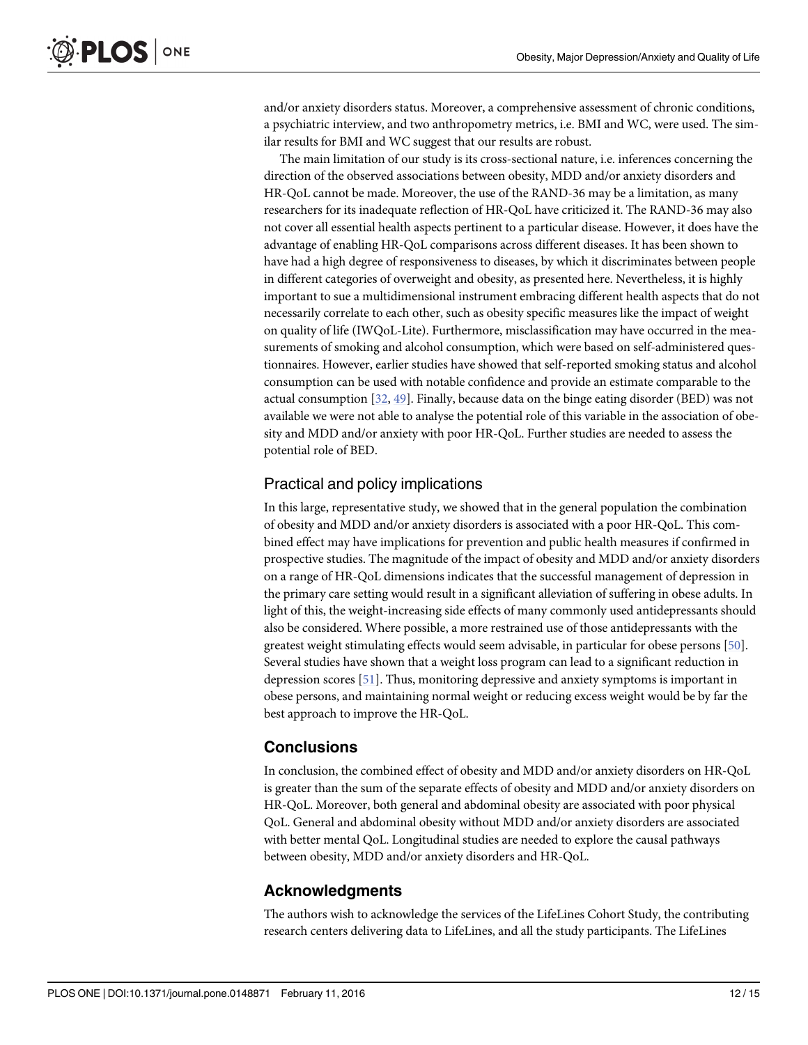and/or anxiety disorders status. Moreover, a comprehensive assessment of chronic conditions, a psychiatric interview, and two anthropometry metrics, i.e. BMI and WC, were used. The similar results for BMI and WC suggest that our results are robust.

The main limitation of our study is its cross-sectional nature, i.e. inferences concerning the direction of the observed associations between obesity, MDD and/or anxiety disorders and HR-QoL cannot be made. Moreover, the use of the RAND-36 may be a limitation, as many researchers for its inadequate reflection of HR-QoL have criticized it. The RAND-36 may also not cover all essential health aspects pertinent to a particular disease. However, it does have the advantage of enabling HR-QoL comparisons across different diseases. It has been shown to have had a high degree of responsiveness to diseases, by which it discriminates between people in different categories of overweight and obesity, as presented here. Nevertheless, it is highly important to sue a multidimensional instrument embracing different health aspects that do not necessarily correlate to each other, such as obesity specific measures like the impact of weight on quality of life (IWQoL-Lite). Furthermore, misclassification may have occurred in the measurements of smoking and alcohol consumption, which were based on self-administered questionnaires. However, earlier studies have showed that self-reported smoking status and alcohol consumption can be used with notable confidence and provide an estimate comparable to the actual consumption [32, 49]. Finally, because data on the binge eating disorder (BED) was not available we were not able to analyse the potential role of this variable in the association of obesity and MDD and/or anxiety with poor HR-QoL. Further studies are needed to assess the potential role of BED.

### Practical and policy implications

In this large, representative study, we showed that in the general population the combination of obesity and MDD and/or anxiety disorders is associated with a poor HR-QoL. This combined effect may have implications for prevention and public health measures if confirmed in prospective studies. The magnitude of the impact of obesity and MDD and/or anxiety disorders on a range of HR-QoL dimensions indicates that the successful management of depression in the primary care setting would result in a significant alleviation of suffering in obese adults. In light of this, the weight-increasing side effects of many commonly used antidepressants should also be considered. Where possible, a more restrained use of those antidepressants with the greatest weight stimulating effects would seem advisable, in particular for obese persons [50]. Several studies have shown that a weight loss program can lead to a significant reduction in depression scores [51]. Thus, monitoring depressive and anxiety symptoms is important in obese persons, and maintaining normal weight or reducing excess weight would be by far the best approach to improve the HR-QoL.

## Conclusions

In conclusion, the combined effect of obesity and MDD and/or anxiety disorders on HR-QoL is greater than the sum of the separate effects of obesity and MDD and/or anxiety disorders on HR-QoL. Moreover, both general and abdominal obesity are associated with poor physical QoL. General and abdominal obesity without MDD and/or anxiety disorders are associated with better mental QoL. Longitudinal studies are needed to explore the causal pathways between obesity, MDD and/or anxiety disorders and HR-QoL.

## Acknowledgments

The authors wish to acknowledge the services of the LifeLines Cohort Study, the contributing research centers delivering data to LifeLines, and all the study participants. The LifeLines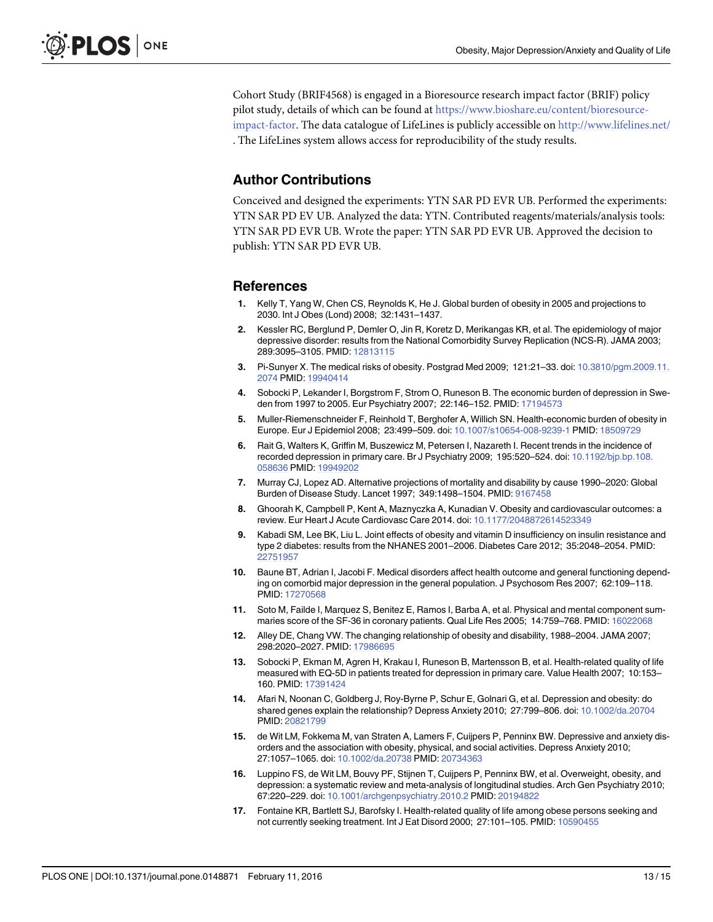Cohort Study (BRIF4568) is engaged in a Bioresource research impact factor (BRIF) policy pilot study, details of which can be found at https://www.bioshare.eu/content/bioresource-impact-factor. The data catalogue of LifeLines is publicly accessible on http://www.lifelines.net/. The LifeLines system allows access for reproducibility of the study results.

## Author Contributions

Conceived and designed the experiments: YTN SAR PD EVR UB. Performed the experiments: YTN SAR PD EV UB. Analyzed the data: YTN. Contributed reagents/materials/analysis tools: YTN SAR PD EVR UB. Wrote the paper: YTN SAR PD EVR UB. Approved the decision to publish: YTN SAR PD EVR UB.

## References

1. Kelly T, Yang W, Chen CS, Reynolds K, He J. Global burden of obesity in 2005 and projections to 2030. Int J Obes (Lond) 2008; 32:1431–1437.
2. Kessler RC, Berglund P, Demler O, Jin R, Koretz D, Merikangas KR, et al. The epidemiology of major depressive disorder: results from the National Comorbidity Survey Replication (NCS-R). JAMA 2003; 289:3095–3105. PMID: 12813115
3. Pi-Sunyer X. The medical risks of obesity. Postgrad Med 2009; 121:21–33. doi: 10.3810/pgm.2009.11.2074 PMID: 19940414
4. Sobocki P, Lekander I, Borgstrom F, Strom O, Runeson B. The economic burden of depression in Sweden from 1997 to 2005. Eur Psychiatry 2007; 22:146–152. PMID: 17194573
5. Muller-Riemenschneider F, Reinhold T, Berghofer A, Willich SN. Health-economic burden of obesity in Europe. Eur J Epidemiol 2008; 23:499–509. doi: 10.1007/s10654-008-9239-1 PMID: 18509729
6. Rait G, Walters K, Griffin M, Buszewicz M, Petersen I, Nazareth I. Recent trends in the incidence of recorded depression in primary care. Br J Psychiatry 2009; 195:520–524. doi: 10.1192/bjp.bp.108.058636 PMID: 19949202
7. Murray CJ, Lopez AD. Alternative projections of mortality and disability by cause 1990–2020: Global Burden of Disease Study. Lancet 1997; 349:1498–1504. PMID: 9167458
8. Ghoorah K, Campbell P, Kent A, Maznyczka A, Kunadian V. Obesity and cardiovascular outcomes: a review. Eur Heart J Acute Cardiovasc Care 2014. doi: 10.1177/2048872614523349
9. Kabadi SM, Lee BK, Liu L. Joint effects of obesity and vitamin D insufficiency on insulin resistance and type 2 diabetes: results from the NHANES 2001–2006. Diabetes Care 2012; 35:2048–2054. PMID: 22751957
10. Baune BT, Adrian I, Jacobi F. Medical disorders affect health outcome and general functioning depending on comorbid major depression in the general population. J Psychosom Res 2007; 62:109–118. PMID: 17270568
11. Soto M, Failde I, Marquez S, Benitez E, Ramos I, Barba A, et al. Physical and mental component summaries score of the SF-36 in coronary patients. Qual Life Res 2005; 14:759–768. PMID: 16022068
12. Alley DE, Chang VW. The changing relationship of obesity and disability, 1988–2004. JAMA 2007; 298:2020–2027. PMID: 17986695
13. Sobocki P, Ekman M, Agren H, Krakau I, Runeson B, Martensson B, et al. Health-related quality of life measured with EQ-5D in patients treated for depression in primary care. Value Health 2007; 10:153–160. PMID: 17391424
14. Afari N, Noonan C, Goldberg J, Roy-Byrne P, Schur E, Golnari G, et al. Depression and obesity: do shared genes explain the relationship? Depress Anxiety 2010; 27:799–806. doi: 10.1002/da.20704 PMID: 20821799
15. de Wit LM, Fokkema M, van Straten A, Lamers F, Cuijpers P, Penninx BW. Depressive and anxiety disorders and the association with obesity, physical, and social activities. Depress Anxiety 2010; 27:1057–1065. doi: 10.1002/da.20738 PMID: 20734363
16. Luppino FS, de Wit LM, Bouvy PF, Stijnen T, Cuijpers P, Penninx BW, et al. Overweight, obesity, and depression: a systematic review and meta-analysis of longitudinal studies. Arch Gen Psychiatry 2010; 67:220–229. doi: 10.1001/archgenpsychiatry.2010.2 PMID: 20194822
17. Fontaine KR, Bartlett SJ, Barofsky I. Health-related quality of life among obese persons seeking and not currently seeking treatment. Int J Eat Disord 2000; 27:101–105. PMID: 10590455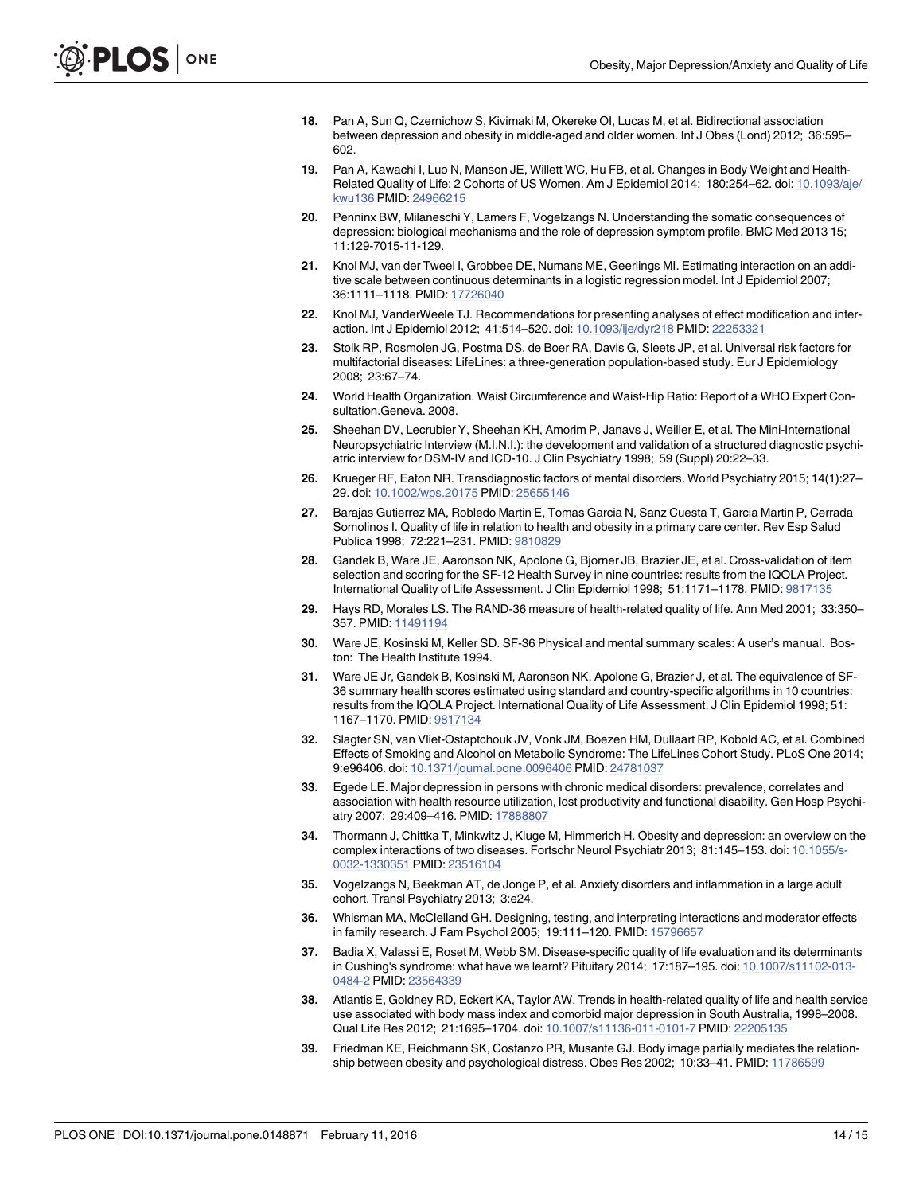18. Pan A, Sun Q, Czernichow S, Kivimaki M, Okereke OI, Lucas M, et al. Bidirectional association between depression and obesity in middle-aged and older women. Int J Obes (Lond) 2012; 36:595–602.
19. Pan A, Kawachi I, Luo N, Manson JE, Willett WC, Hu FB, et al. Changes in Body Weight and Health-Related Quality of Life: 2 Cohorts of US Women. Am J Epidemiol 2014; 180:254–62. doi: 10.1093/aje/kwu136 PMID: 24966215
20. Penninx BW, Milaneschi Y, Lamers F, Vogelzangs N. Understanding the somatic consequences of depression: biological mechanisms and the role of depression symptom profile. BMC Med 2013 15; 11:129-7015-11-129.
21. Knol MJ, van der Tweel I, Grobbee DE, Numans ME, Geerlings MI. Estimating interaction on an additive scale between continuous determinants in a logistic regression model. Int J Epidemiol 2007; 36:1111–1118. PMID: 17726040
22. Knol MJ, VanderWeele TJ. Recommendations for presenting analyses of effect modification and interaction. Int J Epidemiol 2012; 41:514–520. doi: 10.1093/ije/dyr218 PMID: 22253321
23. Stolk RP, Rosmolen JG, Postma DS, de Boer RA, Davis G, Sleets JP, et al. Universal risk factors for multifactorial diseases: LifeLines: a three-generation population-based study. Eur J Epidemiology 2008; 23:67–74.
24. World Health Organization. Waist Circumference and Waist-Hip Ratio: Report of a WHO Expert Consultation.Geneva. 2008.
25. Sheehan DV, Lecrubier Y, Sheehan KH, Amorim P, Janavs J, Weiller E, et al. The Mini-International Neuropsychiatric Interview (M.I.N.I.): the development and validation of a structured diagnostic psychiatric interview for DSM-IV and ICD-10. J Clin Psychiatry 1998; 59 (Suppl) 20:22–33.
26. Krueger RF, Eaton NR. Transdiagnostic factors of mental disorders. World Psychiatry 2015; 14(1):27–29. doi: 10.1002/wps.20175 PMID: 25655146
27. Barajas Gutierrez MA, Robledo Martin E, Tomas Garcia N, Sanz Cuesta T, Garcia Martin P, Cerrada Somolinos I. Quality of life in relation to health and obesity in a primary care center. Rev Esp Salud Publica 1998; 72:221–231. PMID: 9810829
28. Gandek B, Ware JE, Aaronson NK, Apolone G, Bjorner JB, Brazier JE, et al. Cross-validation of item selection and scoring for the SF-12 Health Survey in nine countries: results from the IQOLA Project. International Quality of Life Assessment. J Clin Epidemiol 1998; 51:1171–1178. PMID: 9817135
29. Hays RD, Morales LS. The RAND-36 measure of health-related quality of life. Ann Med 2001; 33:350–357. PMID: 11491194
30. Ware JE, Kosinski M, Keller SD. SF-36 Physical and mental summary scales: A user's manual. Boston: The Health Institute 1994.
31. Ware JE Jr, Gandek B, Kosinski M, Aaronson NK, Apolone G, Brazier J, et al. The equivalence of SF-36 summary health scores estimated using standard and country-specific algorithms in 10 countries: results from the IQOLA Project. International Quality of Life Assessment. J Clin Epidemiol 1998; 51: 1167–1170. PMID: 9817134
32. Slagter SN, van Vliet-Ostaptchouk JV, Vonk JM, Boezen HM, Dullaart RP, Kobold AC, et al. Combined Effects of Smoking and Alcohol on Metabolic Syndrome: The LifeLines Cohort Study. PLoS One 2014; 9:e96406. doi: 10.1371/journal.pone.0096406 PMID: 24781037
33. Egede LE. Major depression in persons with chronic medical disorders: prevalence, correlates and association with health resource utilization, lost productivity and functional disability. Gen Hosp Psychiatry 2007; 29:409–416. PMID: 17888807
34. Thormann J, Chittka T, Minkwitz J, Kluge M, Himmerich H. Obesity and depression: an overview on the complex interactions of two diseases. Fortschr Neurol Psychiatr 2013; 81:145–153. doi: 10.1055/s-0032-1330351 PMID: 23516104
35. Vogelzangs N, Beekman AT, de Jonge P, et al. Anxiety disorders and inflammation in a large adult cohort. Transl Psychiatry 2013; 3:e24.
36. Whisman MA, McClelland GH. Designing, testing, and interpreting interactions and moderator effects in family research. J Fam Psychol 2005; 19:111–120. PMID: 15796657
37. Badia X, Valassi E, Roset M, Webb SM. Disease-specific quality of life evaluation and its determinants in Cushing's syndrome: what have we learnt? Pituitary 2014; 17:187–195. doi: 10.1007/s11102-013-0484-2 PMID: 23564339
38. Atlantis E, Goldney RD, Eckert KA, Taylor AW. Trends in health-related quality of life and health service use associated with body mass index and comorbid major depression in South Australia, 1998–2008. Qual Life Res 2012; 21:1695–1704. doi: 10.1007/s11136-011-0101-7 PMID: 22205135
39. Friedman KE, Reichmann SK, Costanzo PR, Musante GJ. Body image partially mediates the relationship between obesity and psychological distress. Obes Res 2002; 10:33–41. PMID: 11786599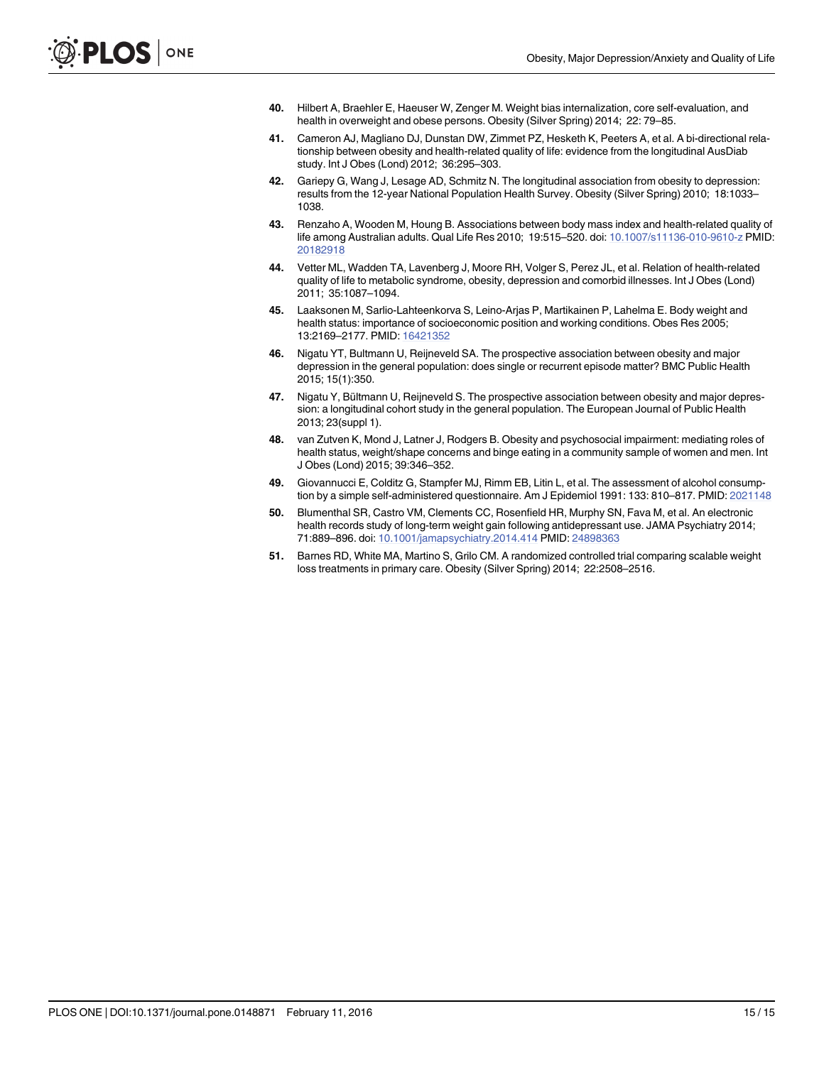40. Hilbert A, Braehler E, Haeuser W, Zenger M. Weight bias internalization, core self-evaluation, and health in overweight and obese persons. Obesity (Silver Spring) 2014; 22: 79–85.
41. Cameron AJ, Magliano DJ, Dunstan DW, Zimmet PZ, Hesketh K, Peeters A, et al. A bi-directional relationship between obesity and health-related quality of life: evidence from the longitudinal AusDiab study. Int J Obes (Lond) 2012; 36:295–303.
42. Gariepy G, Wang J, Lesage AD, Schmitz N. The longitudinal association from obesity to depression: results from the 12-year National Population Health Survey. Obesity (Silver Spring) 2010; 18:1033–1038.
43. Renzaho A, Wooden M, Houng B. Associations between body mass index and health-related quality of life among Australian adults. Qual Life Res 2010; 19:515–520. doi: 10.1007/s11136-010-9610-z PMID: 20182918
44. Vetter ML, Wadden TA, Lavenberg J, Moore RH, Volger S, Perez JL, et al. Relation of health-related quality of life to metabolic syndrome, obesity, depression and comorbid illnesses. Int J Obes (Lond) 2011; 35:1087–1094.
45. Laaksonen M, Sarlio-Lahteenkorva S, Leino-Arjas P, Martikainen P, Lahelma E. Body weight and health status: importance of socioeconomic position and working conditions. Obes Res 2005; 13:2169–2177. PMID: 16421352
46. Nigatu YT, Bultmann U, Reijneveld SA. The prospective association between obesity and major depression in the general population: does single or recurrent episode matter? BMC Public Health 2015; 15(1):350.
47. Nigatu Y, Bültmann U, Reijneveld S. The prospective association between obesity and major depression: a longitudinal cohort study in the general population. The European Journal of Public Health 2013; 23(suppl 1).
48. van Zutven K, Mond J, Latner J, Rodgers B. Obesity and psychosocial impairment: mediating roles of health status, weight/shape concerns and binge eating in a community sample of women and men. Int J Obes (Lond) 2015; 39:346–352.
49. Giovannucci E, Colditz G, Stampfer MJ, Rimm EB, Litin L, et al. The assessment of alcohol consumption by a simple self-administered questionnaire. Am J Epidemiol 1991: 133: 810–817. PMID: 2021148
50. Blumenthal SR, Castro VM, Clements CC, Rosenfield HR, Murphy SN, Fava M, et al. An electronic health records study of long-term weight gain following antidepressant use. JAMA Psychiatry 2014; 71:889–896. doi: 10.1001/jamapsychiatry.2014.414 PMID: 24898363
51. Barnes RD, White MA, Martino S, Grilo CM. A randomized controlled trial comparing scalable weight loss treatments in primary care. Obesity (Silver Spring) 2014; 22:2508–2516.